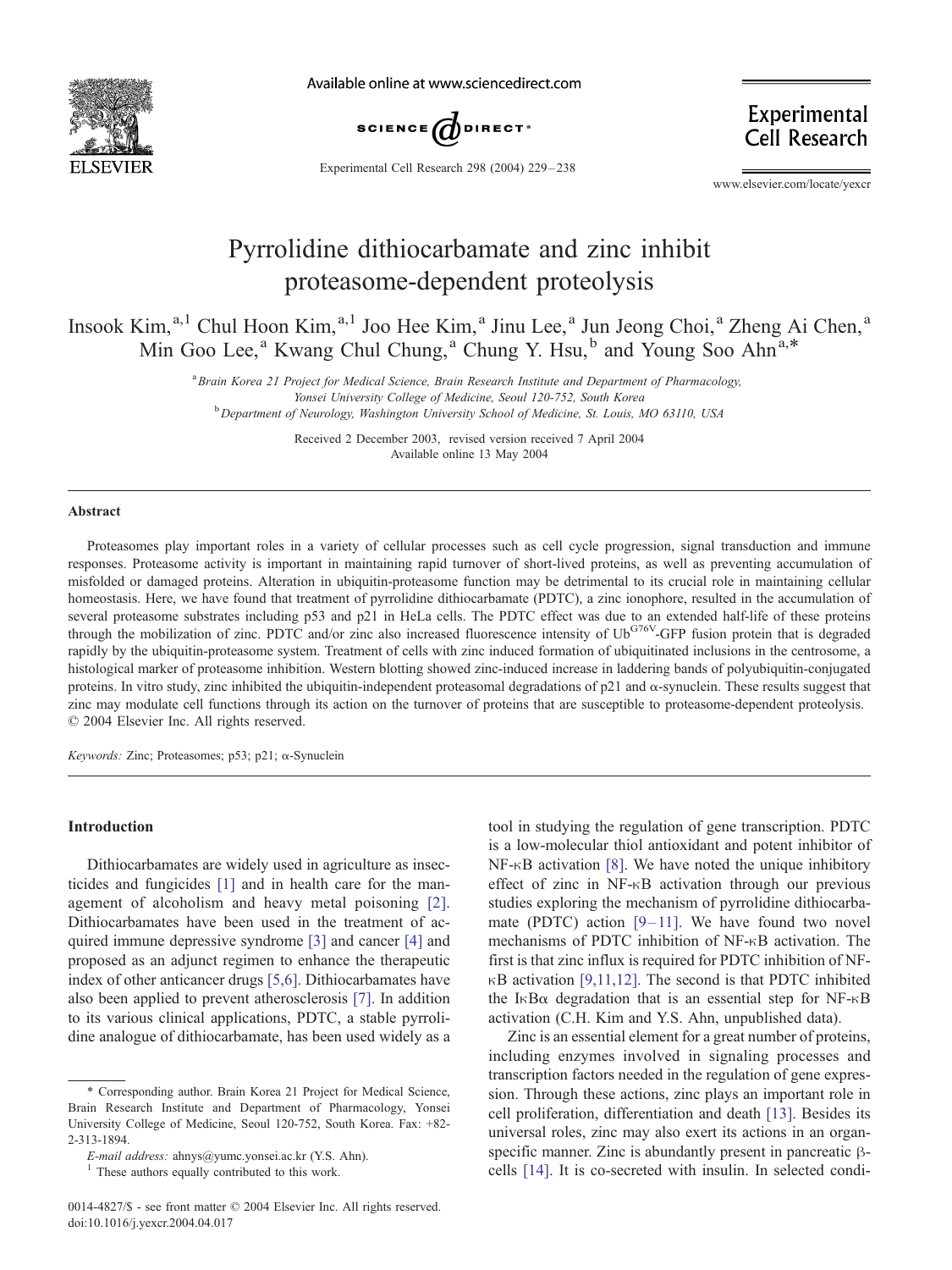# Pyrrolidine dithiocarbamate and zinc inhibit proteasome-dependent proteolysis

Insook Kim,[a,1] Chul Hoon Kim,[a,1] Joo Hee Kim,[a] Jinu Lee,[a] Jun Jeong Choi,[a] Zheng Ai Chen,[a] Min Goo Lee,[a] Kwang Chul Chung,[a] Chung Y. Hsu,[b] and Young Soo Ahn[a,*]

[a] *Brain Korea 21 Project for Medical Science, Brain Research Institute and Department of Pharmacology, Yonsei University College of Medicine, Seoul 120-752, South Korea*

[b] *Department of Neurology, Washington University School of Medicine, St. Louis, MO 63110, USA*

Received 2 December 2003, revised version received 7 April 2004
Available online 13 May 2004

## Abstract

Proteasomes play important roles in a variety of cellular processes such as cell cycle progression, signal transduction and immune responses. Proteasome activity is important in maintaining rapid turnover of short-lived proteins, as well as preventing accumulation of misfolded or damaged proteins. Alteration in ubiquitin-proteasome function may be detrimental to its crucial role in maintaining cellular homeostasis. Here, we have found that treatment of pyrrolidine dithiocarbamate (PDTC), a zinc ionophore, resulted in the accumulation of several proteasome substrates including p53 and p21 in HeLa cells. The PDTC effect was due to an extended half-life of these proteins through the mobilization of zinc. PDTC and/or zinc also increased fluorescence intensity of Ub$^{G76V}$-GFP fusion protein that is degraded rapidly by the ubiquitin-proteasome system. Treatment of cells with zinc induced formation of ubiquitinated inclusions in the centrosome, a histological marker of proteasome inhibition. Western blotting showed zinc-induced increase in laddering bands of polyubiquitin-conjugated proteins. In vitro study, zinc inhibited the ubiquitin-independent proteasomal degradations of p21 and α-synuclein. These results suggest that zinc may modulate cell functions through its action on the turnover of proteins that are susceptible to proteasome-dependent proteolysis.
© 2004 Elsevier Inc. All rights reserved.

*Keywords:* Zinc; Proteasomes; p53; p21; α-Synuclein

## Introduction

Dithiocarbamates are widely used in agriculture as insecticides and fungicides [1] and in health care for the management of alcoholism and heavy metal poisoning [2]. Dithiocarbamates have been used in the treatment of acquired immune depressive syndrome [3] and cancer [4] and proposed as an adjunct regimen to enhance the therapeutic index of other anticancer drugs [5,6]. Dithiocarbamates have also been applied to prevent atherosclerosis [7]. In addition to its various clinical applications, PDTC, a stable pyrrolidine analogue of dithiocarbamate, has been used widely as a tool in studying the regulation of gene transcription. PDTC is a low-molecular thiol antioxidant and potent inhibitor of NF-κB activation [8]. We have noted the unique inhibitory effect of zinc in NF-κB activation through our previous studies exploring the mechanism of pyrrolidine dithiocarbamate (PDTC) action [9–11]. We have found two novel mechanisms of PDTC inhibition of NF-κB activation. The first is that zinc influx is required for PDTC inhibition of NF-κB activation [9,11,12]. The second is that PDTC inhibited the IκBα degradation that is an essential step for NF-κB activation (C.H. Kim and Y.S. Ahn, unpublished data).

Zinc is an essential element for a great number of proteins, including enzymes involved in signaling processes and transcription factors needed in the regulation of gene expression. Through these actions, zinc plays an important role in cell proliferation, differentiation and death [13]. Besides its universal roles, zinc may also exert its actions in an organ-specific manner. Zinc is abundantly present in pancreatic β-cells [14]. It is co-secreted with insulin. In selected condi-

---

* Corresponding author. Brain Korea 21 Project for Medical Science, Brain Research Institute and Department of Pharmacology, Yonsei University College of Medicine, Seoul 120-752, South Korea. Fax: +82-2-313-1894.

*E-mail address:* ahnys@yumc.yonsei.ac.kr (Y.S. Ahn).

[1] These authors equally contributed to this work.

0014-4827/$ - see front matter © 2004 Elsevier Inc. All rights reserved.
doi:10.1016/j.yexcr.2004.04.017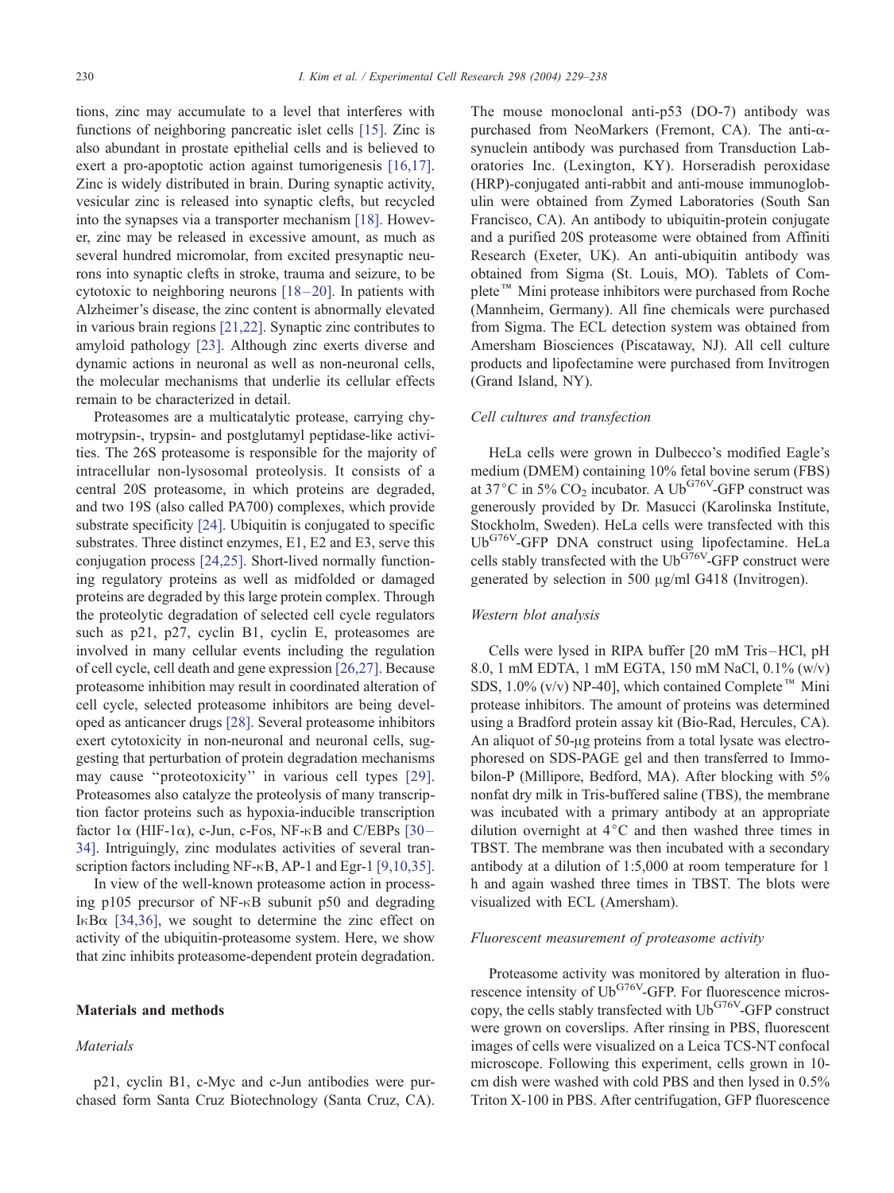tions, zinc may accumulate to a level that interferes with functions of neighboring pancreatic islet cells [15]. Zinc is also abundant in prostate epithelial cells and is believed to exert a pro-apoptotic action against tumorigenesis [16,17]. Zinc is widely distributed in brain. During synaptic activity, vesicular zinc is released into synaptic clefts, but recycled into the synapses via a transporter mechanism [18]. However, zinc may be released in excessive amount, as much as several hundred micromolar, from excited presynaptic neurons into synaptic clefts in stroke, trauma and seizure, to be cytotoxic to neighboring neurons [18–20]. In patients with Alzheimer's disease, the zinc content is abnormally elevated in various brain regions [21,22]. Synaptic zinc contributes to amyloid pathology [23]. Although zinc exerts diverse and dynamic actions in neuronal as well as non-neuronal cells, the molecular mechanisms that underlie its cellular effects remain to be characterized in detail.

Proteasomes are a multicatalytic protease, carrying chymotrypsin-, trypsin- and postglutamyl peptidase-like activities. The 26S proteasome is responsible for the majority of intracellular non-lysosomal proteolysis. It consists of a central 20S proteasome, in which proteins are degraded, and two 19S (also called PA700) complexes, which provide substrate specificity [24]. Ubiquitin is conjugated to specific substrates. Three distinct enzymes, E1, E2 and E3, serve this conjugation process [24,25]. Short-lived normally functioning regulatory proteins as well as midfolded or damaged proteins are degraded by this large protein complex. Through the proteolytic degradation of selected cell cycle regulators such as p21, p27, cyclin B1, cyclin E, proteasomes are involved in many cellular events including the regulation of cell cycle, cell death and gene expression [26,27]. Because proteasome inhibition may result in coordinated alteration of cell cycle, selected proteasome inhibitors are being developed as anticancer drugs [28]. Several proteasome inhibitors exert cytotoxicity in non-neuronal and neuronal cells, suggesting that perturbation of protein degradation mechanisms may cause "proteotoxicity" in various cell types [29]. Proteasomes also catalyze the proteolysis of many transcription factor proteins such as hypoxia-inducible transcription factor 1α (HIF-1α), c-Jun, c-Fos, NF-κB and C/EBPs [30–34]. Intriguingly, zinc modulates activities of several transcription factors including NF-κB, AP-1 and Egr-1 [9,10,35].

In view of the well-known proteasome action in processing p105 precursor of NF-κB subunit p50 and degrading IκBα [34,36], we sought to determine the zinc effect on activity of the ubiquitin-proteasome system. Here, we show that zinc inhibits proteasome-dependent protein degradation.

## Materials and methods

### *Materials*

p21, cyclin B1, c-Myc and c-Jun antibodies were purchased form Santa Cruz Biotechnology (Santa Cruz, CA). The mouse monoclonal anti-p53 (DO-7) antibody was purchased from NeoMarkers (Fremont, CA). The anti-α-synuclein antibody was purchased from Transduction Laboratories Inc. (Lexington, KY). Horseradish peroxidase (HRP)-conjugated anti-rabbit and anti-mouse immunoglobulin were obtained from Zymed Laboratories (South San Francisco, CA). An antibody to ubiquitin-protein conjugate and a purified 20S proteasome were obtained from Affiniti Research (Exeter, UK). An anti-ubiquitin antibody was obtained from Sigma (St. Louis, MO). Tablets of Complete™ Mini protease inhibitors were purchased from Roche (Mannheim, Germany). All fine chemicals were purchased from Sigma. The ECL detection system was obtained from Amersham Biosciences (Piscataway, NJ). All cell culture products and lipofectamine were purchased from Invitrogen (Grand Island, NY).

### *Cell cultures and transfection*

HeLa cells were grown in Dulbecco's modified Eagle's medium (DMEM) containing 10% fetal bovine serum (FBS) at 37°C in 5% $CO_2$ incubator. A $Ub^{G76V}$-GFP construct was generously provided by Dr. Masucci (Karolinska Institute, Stockholm, Sweden). HeLa cells were transfected with this $Ub^{G76V}$-GFP DNA construct using lipofectamine. HeLa cells stably transfected with the $Ub^{G76V}$-GFP construct were generated by selection in 500 μg/ml G418 (Invitrogen).

### *Western blot analysis*

Cells were lysed in RIPA buffer [20 mM Tris–HCl, pH 8.0, 1 mM EDTA, 1 mM EGTA, 150 mM NaCl, 0.1% (w/v) SDS, 1.0% (v/v) NP-40], which contained Complete™ Mini protease inhibitors. The amount of proteins was determined using a Bradford protein assay kit (Bio-Rad, Hercules, CA). An aliquot of 50-μg proteins from a total lysate was electrophoresed on SDS-PAGE gel and then transferred to Immobilon-P (Millipore, Bedford, MA). After blocking with 5% nonfat dry milk in Tris-buffered saline (TBS), the membrane was incubated with a primary antibody at an appropriate dilution overnight at 4°C and then washed three times in TBST. The membrane was then incubated with a secondary antibody at a dilution of 1:5,000 at room temperature for 1 h and again washed three times in TBST. The blots were visualized with ECL (Amersham).

### *Fluorescent measurement of proteasome activity*

Proteasome activity was monitored by alteration in fluorescence intensity of $Ub^{G76V}$-GFP. For fluorescence microscopy, the cells stably transfected with $Ub^{G76V}$-GFP construct were grown on coverslips. After rinsing in PBS, fluorescent images of cells were visualized on a Leica TCS-NT confocal microscope. Following this experiment, cells grown in 10-cm dish were washed with cold PBS and then lysed in 0.5% Triton X-100 in PBS. After centrifugation, GFP fluorescence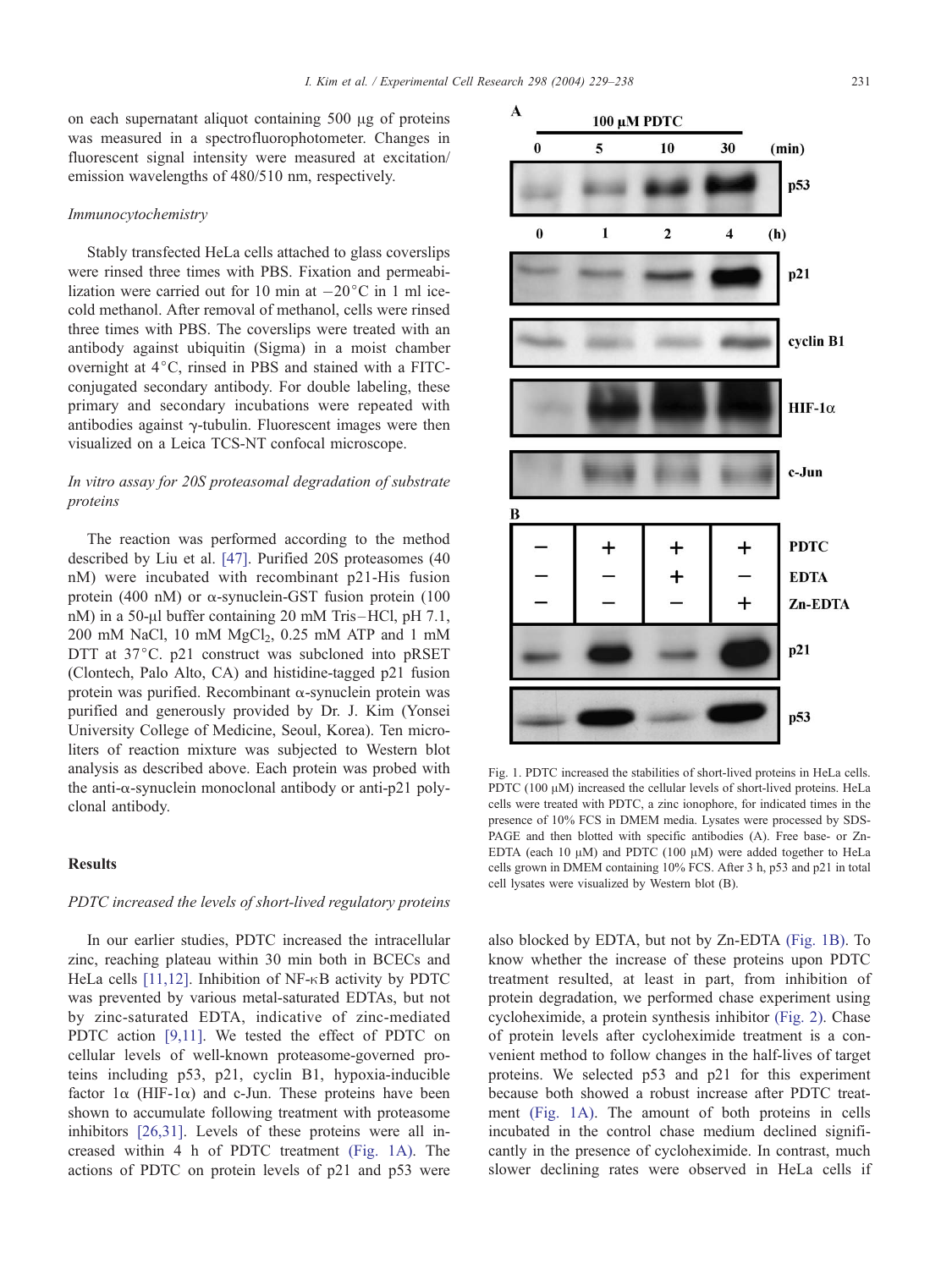on each supernatant aliquot containing 500 μg of proteins was measured in a spectrofluorophotometer. Changes in fluorescent signal intensity were measured at excitation/emission wavelengths of 480/510 nm, respectively.

### *Immunocytochemistry*

Stably transfected HeLa cells attached to glass coverslips were rinsed three times with PBS. Fixation and permeabilization were carried out for 10 min at −20°C in 1 ml ice-cold methanol. After removal of methanol, cells were rinsed three times with PBS. The coverslips were treated with an antibody against ubiquitin (Sigma) in a moist chamber overnight at 4°C, rinsed in PBS and stained with a FITC-conjugated secondary antibody. For double labeling, these primary and secondary incubations were repeated with antibodies against γ-tubulin. Fluorescent images were then visualized on a Leica TCS-NT confocal microscope.

### *In vitro assay for 20S proteasomal degradation of substrate proteins*

The reaction was performed according to the method described by Liu et al. [47]. Purified 20S proteasomes (40 nM) were incubated with recombinant p21-His fusion protein (400 nM) or α-synuclein-GST fusion protein (100 nM) in a 50-μl buffer containing 20 mM Tris–HCl, pH 7.1, 200 mM NaCl, 10 mM $MgCl_2$, 0.25 mM ATP and 1 mM DTT at 37°C. p21 construct was subcloned into pRSET (Clontech, Palo Alto, CA) and histidine-tagged p21 fusion protein was purified. Recombinant α-synuclein protein was purified and generously provided by Dr. J. Kim (Yonsei University College of Medicine, Seoul, Korea). Ten microliters of reaction mixture was subjected to Western blot analysis as described above. Each protein was probed with the anti-α-synuclein monoclonal antibody or anti-p21 polyclonal antibody.

## Results

### *PDTC increased the levels of short-lived regulatory proteins*

In our earlier studies, PDTC increased the intracellular zinc, reaching plateau within 30 min both in BCECs and HeLa cells [11,12]. Inhibition of NF-κB activity by PDTC was prevented by various metal-saturated EDTAs, but not by zinc-saturated EDTA, indicative of zinc-mediated PDTC action [9,11]. We tested the effect of PDTC on cellular levels of well-known proteasome-governed proteins including p53, p21, cyclin B1, hypoxia-inducible factor 1α (HIF-1α) and c-Jun. These proteins have been shown to accumulate following treatment with proteasome inhibitors [26,31]. Levels of these proteins were all increased within 4 h of PDTC treatment (Fig. 1A). The actions of PDTC on protein levels of p21 and p53 were also blocked by EDTA, but not by Zn-EDTA (Fig. 1B). To know whether the increase of these proteins upon PDTC treatment resulted, at least in part, from inhibition of protein degradation, we performed chase experiment using cycloheximide, a protein synthesis inhibitor (Fig. 2). Chase of protein levels after cycloheximide treatment is a convenient method to follow changes in the half-lives of target proteins. We selected p53 and p21 for this experiment because both showed a robust increase after PDTC treatment (Fig. 1A). The amount of both proteins in cells incubated in the control chase medium declined significantly in the presence of cycloheximide. In contrast, much slower declining rates were observed in HeLa cells if

Fig. 1. PDTC increased the stabilities of short-lived proteins in HeLa cells. PDTC (100 μM) increased the cellular levels of short-lived proteins. HeLa cells were treated with PDTC, a zinc ionophore, for indicated times in the presence of 10% FCS in DMEM media. Lysates were processed by SDS-PAGE and then blotted with specific antibodies (A). Free base- or Zn-EDTA (each 10 μM) and PDTC (100 μM) were added together to HeLa cells grown in DMEM containing 10% FCS. After 3 h, p53 and p21 in total cell lysates were visualized by Western blot (B).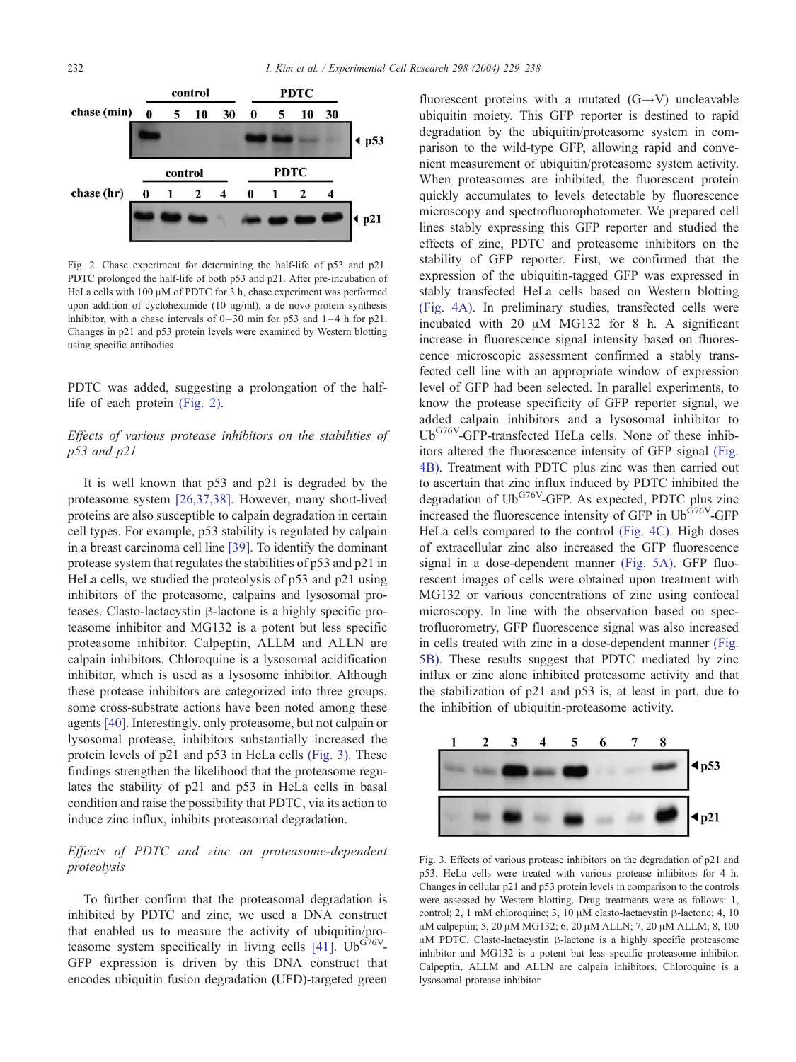Fig. 2. Chase experiment for determining the half-life of p53 and p21. PDTC prolonged the half-life of both p53 and p21. After pre-incubation of HeLa cells with 100 μM of PDTC for 3 h, chase experiment was performed upon addition of cycloheximide (10 μg/ml), a de novo protein synthesis inhibitor, with a chase intervals of 0–30 min for p53 and 1–4 h for p21. Changes in p21 and p53 protein levels were examined by Western blotting using specific antibodies.

PDTC was added, suggesting a prolongation of the half-life of each protein (Fig. 2).

*Effects of various protease inhibitors on the stabilities of p53 and p21*

It is well known that p53 and p21 is degraded by the proteasome system [26,37,38]. However, many short-lived proteins are also susceptible to calpain degradation in certain cell types. For example, p53 stability is regulated by calpain in a breast carcinoma cell line [39]. To identify the dominant protease system that regulates the stabilities of p53 and p21 in HeLa cells, we studied the proteolysis of p53 and p21 using inhibitors of the proteasome, calpains and lysosomal proteases. Clasto-lactacystin β-lactone is a highly specific proteasome inhibitor and MG132 is a potent but less specific proteasome inhibitor. Calpeptin, ALLM and ALLN are calpain inhibitors. Chloroquine is a lysosomal acidification inhibitor, which is used as a lysosome inhibitor. Although these protease inhibitors are categorized into three groups, some cross-substrate actions have been noted among these agents [40]. Interestingly, only proteasome, but not calpain or lysosomal protease, inhibitors substantially increased the protein levels of p21 and p53 in HeLa cells (Fig. 3). These findings strengthen the likelihood that the proteasome regulates the stability of p21 and p53 in HeLa cells in basal condition and raise the possibility that PDTC, via its action to induce zinc influx, inhibits proteasomal degradation.

*Effects of PDTC and zinc on proteasome-dependent proteolysis*

To further confirm that the proteasomal degradation is inhibited by PDTC and zinc, we used a DNA construct that enabled us to measure the activity of ubiquitin/proteasome system specifically in living cells [41]. Ub$^{G76V}$-GFP expression is driven by this DNA construct that encodes ubiquitin fusion degradation (UFD)-targeted green fluorescent proteins with a mutated (G→V) uncleavable ubiquitin moiety. This GFP reporter is destined to rapid degradation by the ubiquitin/proteasome system in comparison to the wild-type GFP, allowing rapid and convenient measurement of ubiquitin/proteasome system activity. When proteasomes are inhibited, the fluorescent protein quickly accumulates to levels detectable by fluorescence microscopy and spectrofluorophotometer. We prepared cell lines stably expressing this GFP reporter and studied the effects of zinc, PDTC and proteasome inhibitors on the stability of GFP reporter. First, we confirmed that the expression of the ubiquitin-tagged GFP was expressed in stably transfected HeLa cells based on Western blotting (Fig. 4A). In preliminary studies, transfected cells were incubated with 20 μM MG132 for 8 h. A significant increase in fluorescence signal intensity based on fluorescence microscopic assessment confirmed a stably transfected cell line with an appropriate window of expression level of GFP had been selected. In parallel experiments, to know the protease specificity of GFP reporter signal, we added calpain inhibitors and a lysosomal inhibitor to Ub$^{G76V}$-GFP-transfected HeLa cells. None of these inhibitors altered the fluorescence intensity of GFP signal (Fig. 4B). Treatment with PDTC plus zinc was then carried out to ascertain that zinc influx induced by PDTC inhibited the degradation of Ub$^{G76V}$-GFP. As expected, PDTC plus zinc increased the fluorescence intensity of GFP in Ub$^{G76V}$-GFP HeLa cells compared to the control (Fig. 4C). High doses of extracellular zinc also increased the GFP fluorescence signal in a dose-dependent manner (Fig. 5A). GFP fluorescent images of cells were obtained upon treatment with MG132 or various concentrations of zinc using confocal microscopy. In line with the observation based on spectrofluorometry, GFP fluorescence signal was also increased in cells treated with zinc in a dose-dependent manner (Fig. 5B). These results suggest that PDTC mediated by zinc influx or zinc alone inhibited proteasome activity and that the stabilization of p21 and p53 is, at least in part, due to the inhibition of ubiquitin-proteasome activity.

Fig. 3. Effects of various protease inhibitors on the degradation of p21 and p53. HeLa cells were treated with various protease inhibitors for 4 h. Changes in cellular p21 and p53 protein levels in comparison to the controls were assessed by Western blotting. Drug treatments were as follows: 1, control; 2, 1 mM chloroquine; 3, 10 μM clasto-lactacystin β-lactone; 4, 10 μM calpeptin; 5, 20 μM MG132; 6, 20 μM ALLN; 7, 20 μM ALLM; 8, 100 μM PDTC. Clasto-lactacystin β-lactone is a highly specific proteasome inhibitor and MG132 is a potent but less specific proteasome inhibitor. Calpeptin, ALLM and ALLN are calpain inhibitors. Chloroquine is a lysosomal protease inhibitor.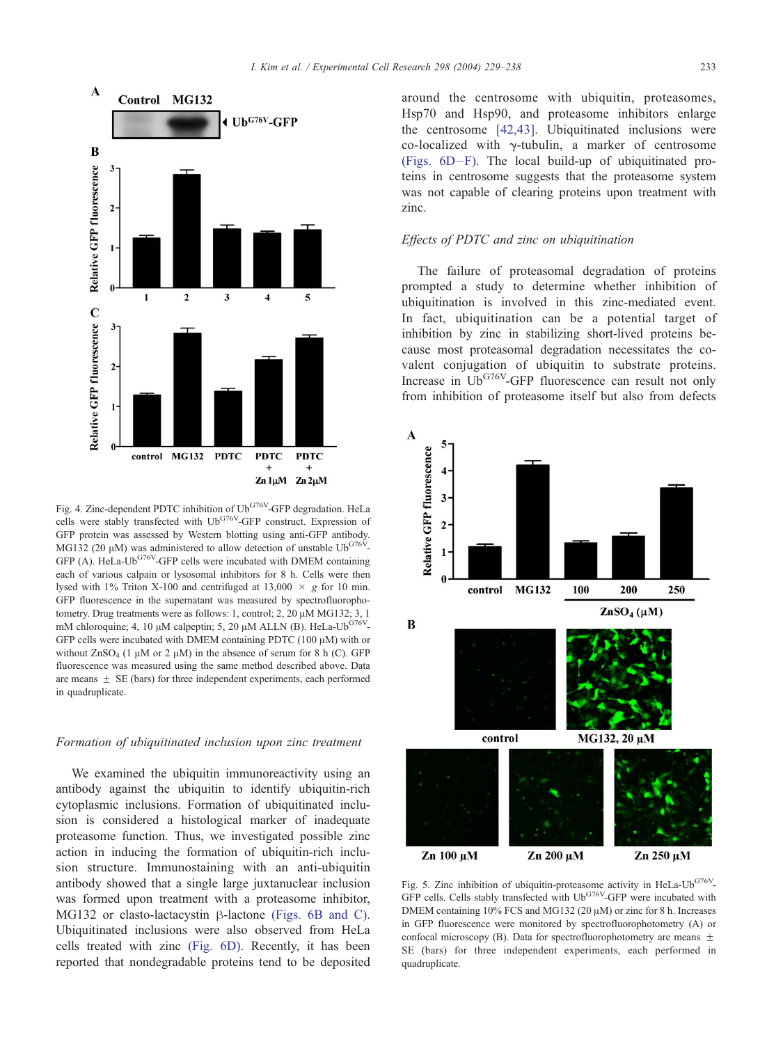Fig. 4. Zinc-dependent PDTC inhibition of Ub$^{G76V}$-GFP degradation. HeLa cells were stably transfected with Ub$^{G76V}$-GFP construct. Expression of GFP protein was assessed by Western blotting using anti-GFP antibody. MG132 (20 μM) was administered to allow detection of unstable Ub$^{G76V}$-GFP (A). HeLa-Ub$^{G76V}$-GFP cells were incubated with DMEM containing each of various calpain or lysosomal inhibitors for 8 h. Cells were then lysed with 1% Triton X-100 and centrifuged at 13,000 × *g* for 10 min. GFP fluorescence in the supernatant was measured by spectrofluorophotometry. Drug treatments were as follows: 1, control; 2, 20 μM MG132; 3, 1 mM chloroquine; 4, 10 μM calpeptin; 5, 20 μM ALLN (B). HeLa-Ub$^{G76V}$-GFP cells were incubated with DMEM containing PDTC (100 μM) with or without $ZnSO_4$ (1 μM or 2 μM) in the absence of serum for 8 h (C). GFP fluorescence was measured using the same method described above. Data are means ± SE (bars) for three independent experiments, each performed in quadruplicate.

### Formation of ubiquitinated inclusion upon zinc treatment

We examined the ubiquitin immunoreactivity using an antibody against the ubiquitin to identify ubiquitin-rich cytoplasmic inclusions. Formation of ubiquitinated inclusion is considered a histological marker of inadequate proteasome function. Thus, we investigated possible zinc action in inducing the formation of ubiquitin-rich inclusion structure. Immunostaining with an anti-ubiquitin antibody showed that a single large juxtanuclear inclusion was formed upon treatment with a proteasome inhibitor, MG132 or clasto-lactacystin β-lactone (Figs. 6B and C). Ubiquitinated inclusions were also observed from HeLa cells treated with zinc (Fig. 6D). Recently, it has been reported that nondegradable proteins tend to be deposited around the centrosome with ubiquitin, proteasomes, Hsp70 and Hsp90, and proteasome inhibitors enlarge the centrosome [42,43]. Ubiquitinated inclusions were co-localized with γ-tubulin, a marker of centrosome (Figs. 6D–F). The local build-up of ubiquitinated proteins in centrosome suggests that the proteasome system was not capable of clearing proteins upon treatment with zinc.

### Effects of PDTC and zinc on ubiquitination

The failure of proteasomal degradation of proteins prompted a study to determine whether inhibition of ubiquitination is involved in this zinc-mediated event. In fact, ubiquitination can be a potential target of inhibition by zinc in stabilizing short-lived proteins because most proteasomal degradation necessitates the covalent conjugation of ubiquitin to substrate proteins. Increase in Ub$^{G76V}$-GFP fluorescence can result not only from inhibition of proteasome itself but also from defects

Fig. 5. Zinc inhibition of ubiquitin-proteasome activity in HeLa-Ub$^{G76V}$-GFP cells. Cells stably transfected with Ub$^{G76V}$-GFP were incubated with DMEM containing 10% FCS and MG132 (20 μM) or zinc for 8 h. Increases in GFP fluorescence were monitored by spectrofluorophotometry (A) or confocal microscopy (B). Data for spectrofluorophotometry are means ± SE (bars) for three independent experiments, each performed in quadruplicate.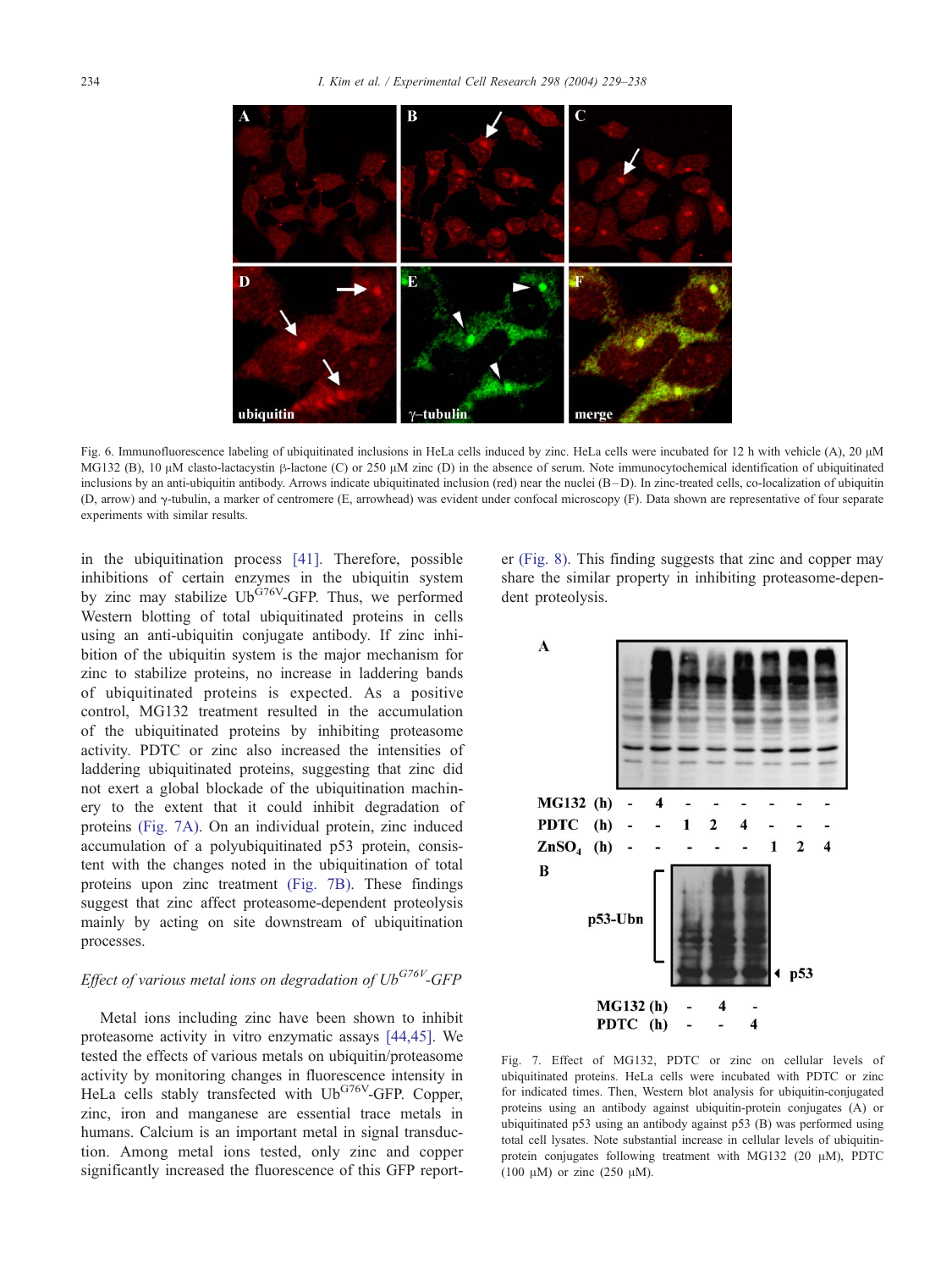Fig. 6. Immunofluorescence labeling of ubiquitinated inclusions in HeLa cells induced by zinc. HeLa cells were incubated for 12 h with vehicle (A), 20 μM MG132 (B), 10 μM clasto-lactacystin β-lactone (C) or 250 μM zinc (D) in the absence of serum. Note immunocytochemical identification of ubiquitinated inclusions by an anti-ubiquitin antibody. Arrows indicate ubiquitinated inclusion (red) near the nuclei (B–D). In zinc-treated cells, co-localization of ubiquitin (D, arrow) and γ-tubulin, a marker of centromere (E, arrowhead) was evident under confocal microscopy (F). Data shown are representative of four separate experiments with similar results.

in the ubiquitination process [41]. Therefore, possible inhibitions of certain enzymes in the ubiquitin system by zinc may stabilize Ub$^{G76V}$-GFP. Thus, we performed Western blotting of total ubiquitinated proteins in cells using an anti-ubiquitin conjugate antibody. If zinc inhibition of the ubiquitin system is the major mechanism for zinc to stabilize proteins, no increase in laddering bands of ubiquitinated proteins is expected. As a positive control, MG132 treatment resulted in the accumulation of the ubiquitinated proteins by inhibiting proteasome activity. PDTC or zinc also increased the intensities of laddering ubiquitinated proteins, suggesting that zinc did not exert a global blockade of the ubiquitination machinery to the extent that it could inhibit degradation of proteins (Fig. 7A). On an individual protein, zinc induced accumulation of a polyubiquitinated p53 protein, consistent with the changes noted in the ubiquitination of total proteins upon zinc treatment (Fig. 7B). These findings suggest that zinc affect proteasome-dependent proteolysis mainly by acting on site downstream of ubiquitination processes.

### *Effect of various metal ions on degradation of Ub$^{G76V}$-GFP*

Metal ions including zinc have been shown to inhibit proteasome activity in vitro enzymatic assays [44,45]. We tested the effects of various metals on ubiquitin/proteasome activity by monitoring changes in fluorescence intensity in HeLa cells stably transfected with Ub$^{G76V}$-GFP. Copper, zinc, iron and manganese are essential trace metals in humans. Calcium is an important metal in signal transduction. Among metal ions tested, only zinc and copper significantly increased the fluorescence of this GFP reporter (Fig. 8). This finding suggests that zinc and copper may share the similar property in inhibiting proteasome-dependent proteolysis.

Fig. 7. Effect of MG132, PDTC or zinc on cellular levels of ubiquitinated proteins. HeLa cells were incubated with PDTC or zinc for indicated times. Then, Western blot analysis for ubiquitin-conjugated proteins using an antibody against ubiquitin-protein conjugates (A) or ubiquitinated p53 using an antibody against p53 (B) was performed using total cell lysates. Note substantial increase in cellular levels of ubiquitin-protein conjugates following treatment with MG132 (20 μM), PDTC (100 μM) or zinc (250 μM).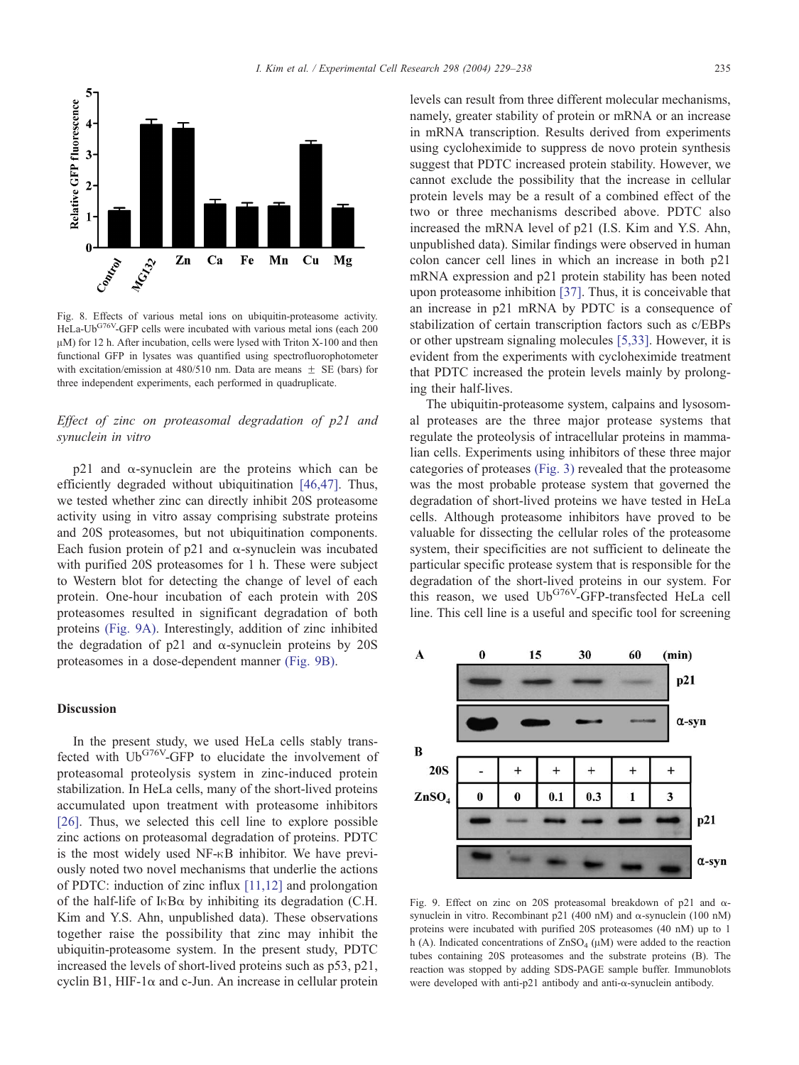Fig. 8. Effects of various metal ions on ubiquitin-proteasome activity. HeLa-Ub$^{G76V}$-GFP cells were incubated with various metal ions (each 200 μM) for 12 h. After incubation, cells were lysed with Triton X-100 and then functional GFP in lysates was quantified using spectrofluorophotometer with excitation/emission at 480/510 nm. Data are means ± SE (bars) for three independent experiments, each performed in quadruplicate.

### *Effect of zinc on proteasomal degradation of p21 and synuclein in vitro*

p21 and α-synuclein are the proteins which can be efficiently degraded without ubiquitination [46,47]. Thus, we tested whether zinc can directly inhibit 20S proteasome activity using in vitro assay comprising substrate proteins and 20S proteasomes, but not ubiquitination components. Each fusion protein of p21 and α-synuclein was incubated with purified 20S proteasomes for 1 h. These were subject to Western blot for detecting the change of level of each protein. One-hour incubation of each protein with 20S proteasomes resulted in significant degradation of both proteins (Fig. 9A). Interestingly, addition of zinc inhibited the degradation of p21 and α-synuclein proteins by 20S proteasomes in a dose-dependent manner (Fig. 9B).

## Discussion

In the present study, we used HeLa cells stably transfected with Ub$^{G76V}$-GFP to elucidate the involvement of proteasomal proteolysis system in zinc-induced protein stabilization. In HeLa cells, many of the short-lived proteins accumulated upon treatment with proteasome inhibitors [26]. Thus, we selected this cell line to explore possible zinc actions on proteasomal degradation of proteins. PDTC is the most widely used NF-κB inhibitor. We have previously noted two novel mechanisms that underlie the actions of PDTC: induction of zinc influx [11,12] and prolongation of the half-life of IκBα by inhibiting its degradation (C.H. Kim and Y.S. Ahn, unpublished data). These observations together raise the possibility that zinc may inhibit the ubiquitin-proteasome system. In the present study, PDTC increased the levels of short-lived proteins such as p53, p21, cyclin B1, HIF-1α and c-Jun. An increase in cellular protein levels can result from three different molecular mechanisms, namely, greater stability of protein or mRNA or an increase in mRNA transcription. Results derived from experiments using cycloheximide to suppress de novo protein synthesis suggest that PDTC increased protein stability. However, we cannot exclude the possibility that the increase in cellular protein levels may be a result of a combined effect of the two or three mechanisms described above. PDTC also increased the mRNA level of p21 (I.S. Kim and Y.S. Ahn, unpublished data). Similar findings were observed in human colon cancer cell lines in which an increase in both p21 mRNA expression and p21 protein stability has been noted upon proteasome inhibition [37]. Thus, it is conceivable that an increase in p21 mRNA by PDTC is a consequence of stabilization of certain transcription factors such as c/EBPs or other upstream signaling molecules [5,33]. However, it is evident from the experiments with cycloheximide treatment that PDTC increased the protein levels mainly by prolonging their half-lives.

The ubiquitin-proteasome system, calpains and lysosomal proteases are the three major protease systems that regulate the proteolysis of intracellular proteins in mammalian cells. Experiments using inhibitors of these three major categories of proteases (Fig. 3) revealed that the proteasome was the most probable protease system that governed the degradation of short-lived proteins we have tested in HeLa cells. Although proteasome inhibitors have proved to be valuable for dissecting the cellular roles of the proteasome system, their specificities are not sufficient to delineate the particular specific protease system that is responsible for the degradation of the short-lived proteins in our system. For this reason, we used Ub$^{G76V}$-GFP-transfected HeLa cell line. This cell line is a useful and specific tool for screening

Fig. 9. Effect on zinc on 20S proteasomal breakdown of p21 and α-synuclein in vitro. Recombinant p21 (400 nM) and α-synuclein (100 nM) proteins were incubated with purified 20S proteasomes (40 nM) up to 1 h (A). Indicated concentrations of $ZnSO_4$ (μM) were added to the reaction tubes containing 20S proteasomes and the substrate proteins (B). The reaction was stopped by adding SDS-PAGE sample buffer. Immunoblots were developed with anti-p21 antibody and anti-α-synuclein antibody.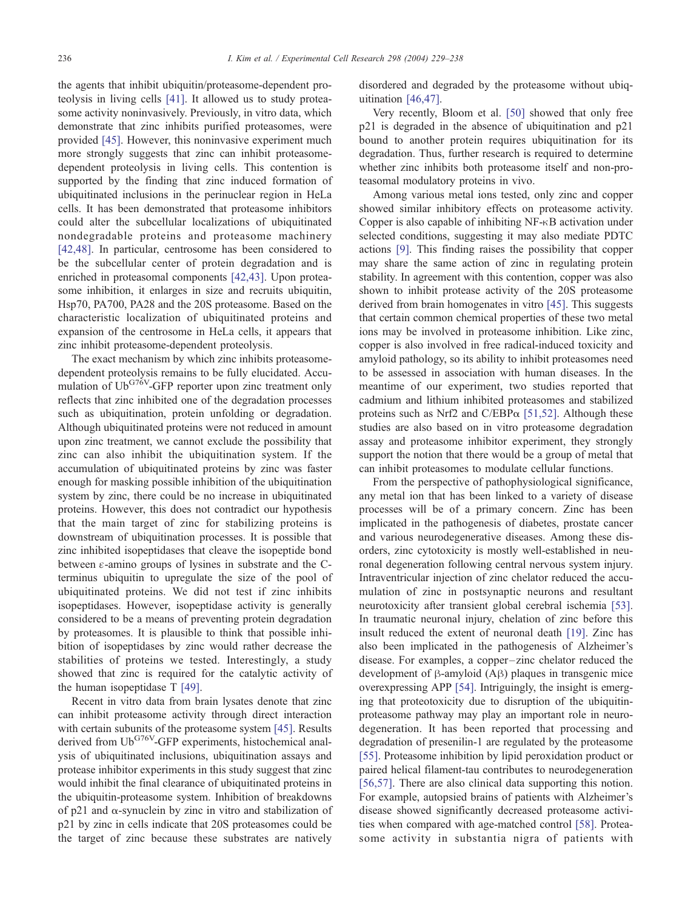the agents that inhibit ubiquitin/proteasome-dependent proteolysis in living cells [41]. It allowed us to study proteasome activity noninvasively. Previously, in vitro data, which demonstrate that zinc inhibits purified proteasomes, were provided [45]. However, this noninvasive experiment much more strongly suggests that zinc can inhibit proteasome-dependent proteolysis in living cells. This contention is supported by the finding that zinc induced formation of ubiquitinated inclusions in the perinuclear region in HeLa cells. It has been demonstrated that proteasome inhibitors could alter the subcellular localizations of ubiquitinated nondegradable proteins and proteasome machinery [42,48]. In particular, centrosome has been considered to be the subcellular center of protein degradation and is enriched in proteasomal components [42,43]. Upon proteasome inhibition, it enlarges in size and recruits ubiquitin, Hsp70, PA700, PA28 and the 20S proteasome. Based on the characteristic localization of ubiquitinated proteins and expansion of the centrosome in HeLa cells, it appears that zinc inhibit proteasome-dependent proteolysis.

The exact mechanism by which zinc inhibits proteasome-dependent proteolysis remains to be fully elucidated. Accumulation of Ub$^{G76V}$-GFP reporter upon zinc treatment only reflects that zinc inhibited one of the degradation processes such as ubiquitination, protein unfolding or degradation. Although ubiquitinated proteins were not reduced in amount upon zinc treatment, we cannot exclude the possibility that zinc can also inhibit the ubiquitination system. If the accumulation of ubiquitinated proteins by zinc was faster enough for masking possible inhibition of the ubiquitination system by zinc, there could be no increase in ubiquitinated proteins. However, this does not contradict our hypothesis that the main target of zinc for stabilizing proteins is downstream of ubiquitination processes. It is possible that zinc inhibited isopeptidases that cleave the isopeptide bond between ε-amino groups of lysines in substrate and the C-terminus ubiquitin to upregulate the size of the pool of ubiquitinated proteins. We did not test if zinc inhibits isopeptidases. However, isopeptidase activity is generally considered to be a means of preventing protein degradation by proteasomes. It is plausible to think that possible inhibition of isopeptidases by zinc would rather decrease the stabilities of proteins we tested. Interestingly, a study showed that zinc is required for the catalytic activity of the human isopeptidase T [49].

Recent in vitro data from brain lysates denote that zinc can inhibit proteasome activity through direct interaction with certain subunits of the proteasome system [45]. Results derived from Ub$^{G76V}$-GFP experiments, histochemical analysis of ubiquitinated inclusions, ubiquitination assays and protease inhibitor experiments in this study suggest that zinc would inhibit the final clearance of ubiquitinated proteins in the ubiquitin-proteasome system. Inhibition of breakdowns of p21 and α-synuclein by zinc in vitro and stabilization of p21 by zinc in cells indicate that 20S proteasomes could be the target of zinc because these substrates are natively disordered and degraded by the proteasome without ubiquitination [46,47].

Very recently, Bloom et al. [50] showed that only free p21 is degraded in the absence of ubiquitination and p21 bound to another protein requires ubiquitination for its degradation. Thus, further research is required to determine whether zinc inhibits both proteasome itself and non-proteasomal modulatory proteins in vivo.

Among various metal ions tested, only zinc and copper showed similar inhibitory effects on proteasome activity. Copper is also capable of inhibiting NF-κB activation under selected conditions, suggesting it may also mediate PDTC actions [9]. This finding raises the possibility that copper may share the same action of zinc in regulating protein stability. In agreement with this contention, copper was also shown to inhibit protease activity of the 20S proteasome derived from brain homogenates in vitro [45]. This suggests that certain common chemical properties of these two metal ions may be involved in proteasome inhibition. Like zinc, copper is also involved in free radical-induced toxicity and amyloid pathology, so its ability to inhibit proteasomes need to be assessed in association with human diseases. In the meantime of our experiment, two studies reported that cadmium and lithium inhibited proteasomes and stabilized proteins such as Nrf2 and C/EBPα [51,52]. Although these studies are also based on in vitro proteasome degradation assay and proteasome inhibitor experiment, they strongly support the notion that there would be a group of metal that can inhibit proteasomes to modulate cellular functions.

From the perspective of pathophysiological significance, any metal ion that has been linked to a variety of disease processes will be of a primary concern. Zinc has been implicated in the pathogenesis of diabetes, prostate cancer and various neurodegenerative diseases. Among these disorders, zinc cytotoxicity is mostly well-established in neuronal degeneration following central nervous system injury. Intraventricular injection of zinc chelator reduced the accumulation of zinc in postsynaptic neurons and resultant neurotoxicity after transient global cerebral ischemia [53]. In traumatic neuronal injury, chelation of zinc before this insult reduced the extent of neuronal death [19]. Zinc has also been implicated in the pathogenesis of Alzheimer's disease. For examples, a copper–zinc chelator reduced the development of β-amyloid (Aβ) plaques in transgenic mice overexpressing APP [54]. Intriguingly, the insight is emerging that proteotoxicity due to disruption of the ubiquitin-proteasome pathway may play an important role in neurodegeneration. It has been reported that processing and degradation of presenilin-1 are regulated by the proteasome [55]. Proteasome inhibition by lipid peroxidation product or paired helical filament-tau contributes to neurodegeneration [56,57]. There are also clinical data supporting this notion. For example, autopsied brains of patients with Alzheimer's disease showed significantly decreased proteasome activities when compared with age-matched control [58]. Proteasome activity in substantia nigra of patients with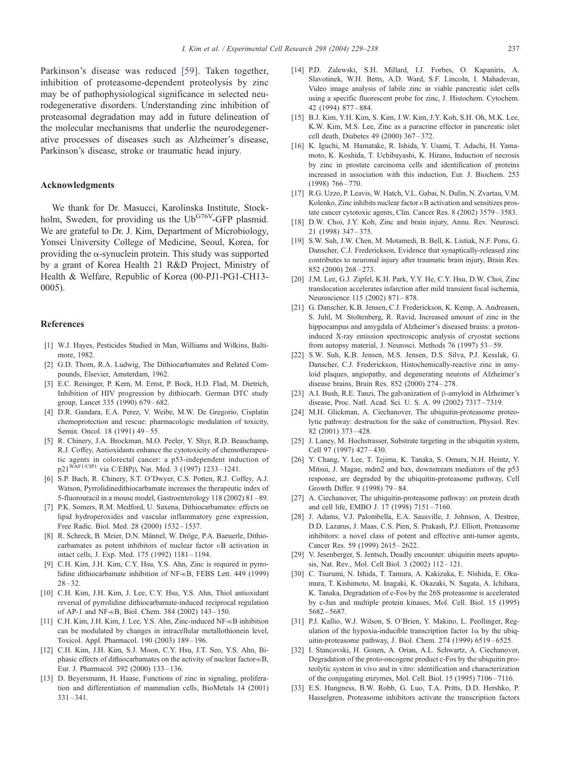Parkinson's disease was reduced [59]. Taken together, inhibition of proteasome-dependent proteolysis by zinc may be of pathophysiological significance in selected neurodegenerative disorders. Understanding zinc inhibition of proteasomal degradation may add in future delineation of the molecular mechanisms that underlie the neurodegenerative processes of diseases such as Alzheimer's disease, Parkinson's disease, stroke or traumatic head injury.

## Acknowledgments

We thank for Dr. Masucci, Karolinska Institute, Stockholm, Sweden, for providing us the Ub$^{G76V}$-GFP plasmid. We are grateful to Dr. J. Kim, Department of Microbiology, Yonsei University College of Medicine, Seoul, Korea, for providing the α-synuclein protein. This study was supported by a grant of Korea Health 21 R&D Project, Ministry of Health & Welfare, Republic of Korea (00-PJ1-PG1-CH13-0005).

## References

[1] W.J. Hayes, Pesticides Studied in Man, Williams and Wilkins, Baltimore, 1982.

[2] G.D. Thorn, R.A. Ludwig, The Dithiocarbamates and Related Compounds, Elsevier, Amsterdam, 1962.

[3] E.C. Reisinger, P. Kern, M. Ernst, P. Bock, H.D. Flad, M. Dietrich, Inhibition of HIV progression by dithiocarb. German DTC study group, Lancet 335 (1990) 679–682.

[4] D.R. Gandara, E.A. Perez, V. Weibe, M.W. De Gregorio, Cisplatin chemoprotection and rescue: pharmacologic modulation of toxicity, Semin. Oncol. 18 (1991) 49–55.

[5] R. Chinery, J.A. Brockman, M.O. Peeler, Y. Shyr, R.D. Beauchamp, R.J. Coffey, Antioxidants enhance the cytotoxicity of chemotherapeutic agents in colorectal cancer: a p53-independent induction of p21$^{WAF1/CIP1}$ via C/EBPβ, Nat. Med. 3 (1997) 1233–1241.

[6] S.P. Bach, R. Chinery, S.T. O'Dwyer, C.S. Potten, R.J. Coffey, A.J. Watson, Pyrrolidinedithiocarbamate increases the therapeutic index of 5-fluorouracil in a mouse model, Gastroenterology 118 (2002) 81–89.

[7] P.K. Somers, R.M. Medford, U. Saxena, Dithiocarbamates: effects on lipid hydroperoxides and vascular inflammatory gene expression, Free Radic. Biol. Med. 28 (2000) 1532–1537.

[8] R. Schreck, B. Meier, D.N. Männel, W. Dröge, P.A. Baeuerle, Dithiocarbamates as potent inhibitors of nuclear factor κB activation in intact cells, J. Exp. Med. 175 (1992) 1181–1194.

[9] C.H. Kim, J.H. Kim, C.Y. Hsu, Y.S. Ahn, Zinc is required in pyrrolidine dithiocarbamate inhibition of NF-κB, FEBS Lett. 449 (1999) 28–32.

[10] C.H. Kim, J.H. Kim, J. Lee, C.Y. Hsu, Y.S. Ahn, Thiol antioxidant reversal of pyrrolidine dithiocarbamate-induced reciprocal regulation of AP-1 and NF-κB, Biol. Chem. 384 (2002) 143–150.

[11] C.H. Kim, J.H. Kim, J. Lee, Y.S. Ahn, Zinc-induced NF-κB inhibition can be modulated by changes in intracellular metallothionein level, Toxicol. Appl. Pharmacol. 190 (2003) 189–196.

[12] C.H. Kim, J.H. Kim, S.J. Moon, C.Y. Hsu, J.T. Seo, Y.S. Ahn, Biphasic effects of dithiocarbamates on the activity of nuclear factor-κB, Eur. J. Pharmacol. 392 (2000) 133–136.

[13] D. Beyersmann, H. Haase, Functions of zinc in signaling, proliferation and differentiation of mammalian cells, BioMetals 14 (2001) 331–341.

[14] P.D. Zalewski, S.H. Millard, I.J. Forbes, O. Kapaniris, A. Slavotinek, W.H. Betts, A.D. Ward, S.F. Lincoln, I. Mahadevan, Video image analysis of labile zinc in viable pancreatic islet cells using a specific fluorescent probe for zinc, J. Histochem. Cytochem. 42 (1994) 877–884.

[15] B.J. Kim, Y.H. Kim, S. Kim, J.W. Kim, J.Y. Koh, S.H. Oh, M.K. Lee, K.W. Kim, M.S. Lee, Zinc as a paracrine effector in pancreatic islet cell death, Diabetes 49 (2000) 367–372.

[16] K. Iguchi, M. Hamatake, R. Ishida, Y. Usami, T. Adachi, H. Yamamoto, K. Koshida, T. Uchibayashi, K. Hirano, Induction of necrosis by zinc in prostate carcinoma cells and identification of proteins increased in association with this induction, Eur. J. Biochem. 253 (1998) 766–770.

[17] R.G. Uzzo, P. Leavis, W. Hatch, V.L. Gabai, N. Dulin, N. Zvartau, V.M. Kolenko, Zinc inhibits nuclear factor κB activation and sensitizes prostate cancer cytotoxic agents, Clin. Cancer Res. 8 (2002) 3579–3583.

[18] D.W. Choi, J.Y. Koh, Zinc and brain injury, Annu. Rev. Neurosci. 21 (1998) 347–375.

[19] S.W. Suh, J.W. Chen, M. Motamedi, B. Bell, K. Listiak, N.F. Pons, G. Danscher, C.J. Frederickson, Evidence that synaptically-released zinc contributes to neuronal injury after traumatic brain injury, Brain Res. 852 (2000) 268–273.

[20] J.M. Lee, G.J. Zipfel, K.H. Park, Y.Y. He, C.Y. Hsu, D.W. Choi, Zinc translocation accelerates infarction after mild transient focal ischemia, Neuroscience 115 (2002) 871–878.

[21] G. Danscher, K.B. Jensen, C.J. Frederickson, K. Kemp, A. Andreasen, S. Juhl, M. Stoltenberg, R. Ravid, Increased amount of zinc in the hippocampus and amygdala of Alzheimer's diseased brains: a proton-induced X-ray emission spectroscopic analysis of cryostat sections from autopsy material, J. Neurosci. Methods 76 (1997) 53–59.

[22] S.W. Suh, K.B. Jensen, M.S. Jensen, D.S. Silva, P.J. Kesslak, G. Danscher, C.J. Frederickson, Histochemically-reactive zinc in amyloid plaques, angiopathy, and degenerating neurons of Alzheimer's disease brains, Brain Res. 852 (2000) 274–278.

[23] A.I. Bush, R.E. Tanzi, The galvanization of β-amyloid in Alzheimer's disease, Proc. Natl. Acad. Sci. U. S. A. 99 (2002) 7317–7319.

[24] M.H. Glickman, A. Ciechanover, The ubiquitin-proteasome proteolytic pathway: destruction for the sake of construction, Physiol. Rev. 82 (2001) 373–428.

[25] J. Laney, M. Hochstrasser, Substrate targeting in the ubiquitin system, Cell 97 (1997) 427–430.

[26] Y. Chang, Y. Lee, T. Tejima, K. Tanaka, S. Omura, N.H. Heintz, Y. Mitsui, J. Magae, mdm2 and bax, downstream mediators of the p53 response, are degraded by the ubiquitin-proteasome pathway, Cell Growth Differ. 9 (1998) 79–84.

[27] A. Ciechanover, The ubiquitin-proteasome pathway: on protein death and cell life, EMBO J. 17 (1998) 7151–7160.

[28] J. Adams, V.J. Palombella, E.A. Sausville, J. Johnson, A. Destree, D.D. Lazarus, J. Maas, C.S. Pien, S. Prakash, P.J. Elliott, Proteasome inhibitors: a novel class of potent and effective anti-tumor agents, Cancer Res. 59 (1999) 2615–2622.

[29] V. Jesenberger, S. Jentsch, Deadly encounter: ubiquitin meets apoptosis, Nat. Rev., Mol. Cell Biol. 3 (2002) 112–121.

[30] C. Tsurumi, N. Ishida, T. Tamura, A. Kakizuka, E. Nishida, E. Okumura, T. Kishimoto, M. Inagaki, K. Okazaki, N. Sagata, A. Ichihara, K. Tanaka, Degradation of c-Fos by the 26S proteasome is accelerated by c-Jun and multiple protein kinases, Mol. Cell. Biol. 15 (1995) 5682–5687.

[31] P.J. Kallio, W.J. Wilson, S. O'Brien, Y. Makino, L. Peollinger, Regulation of the hypoxia-inducible transcription factor 1α by the ubiquitin-proteasome pathway, J. Biol. Chem. 274 (1999) 6519–6525.

[32] I. Stancovski, H. Gonen, A. Orian, A.L. Schwartz, A. Ciechanover, Degradation of the proto-oncogene product c-Fos by the ubiquitin proteolytic system in vivo and in vitro: identification and characterization of the conjugating enzymes, Mol. Cell. Biol. 15 (1995) 7106–7116.

[33] E.S. Hungness, B.W. Robb, G. Luo, T.A. Pritts, D.D. Hershko, P. Hasselgren, Proteasome inhibitors activate the transcription factors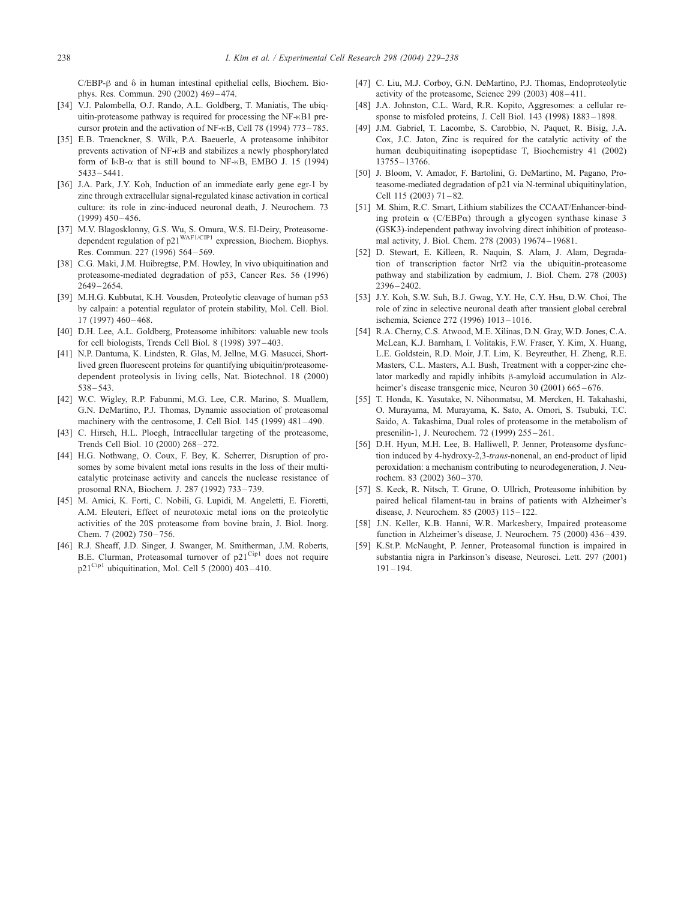C/EBP-β and δ in human intestinal epithelial cells, Biochem. Biophys. Res. Commun. 290 (2002) 469–474.

[34] V.J. Palombella, O.J. Rando, A.L. Goldberg, T. Maniatis, The ubiquitin-proteasome pathway is required for processing the NF-κB1 precursor protein and the activation of NF-κB, Cell 78 (1994) 773–785.

[35] E.B. Traenckner, S. Wilk, P.A. Baeuerle, A proteasome inhibitor prevents activation of NF-κB and stabilizes a newly phosphorylated form of IκB-α that is still bound to NF-κB, EMBO J. 15 (1994) 5433–5441.

[36] J.A. Park, J.Y. Koh, Induction of an immediate early gene egr-1 by zinc through extracellular signal-regulated kinase activation in cortical culture: its role in zinc-induced neuronal death, J. Neurochem. 73 (1999) 450–456.

[37] M.V. Blagosklonny, G.S. Wu, S. Omura, W.S. El-Deiry, Proteasome-dependent regulation of $p21^{WAF1/CIP1}$ expression, Biochem. Biophys. Res. Commun. 227 (1996) 564–569.

[38] C.G. Maki, J.M. Huibregtse, P.M. Howley, In vivo ubiquitination and proteasome-mediated degradation of p53, Cancer Res. 56 (1996) 2649–2654.

[39] M.H.G. Kubbutat, K.H. Vousden, Proteolytic cleavage of human p53 by calpain: a potential regulator of protein stability, Mol. Cell. Biol. 17 (1997) 460–468.

[40] D.H. Lee, A.L. Goldberg, Proteasome inhibitors: valuable new tools for cell biologists, Trends Cell Biol. 8 (1998) 397–403.

[41] N.P. Dantuma, K. Lindsten, R. Glas, M. Jellne, M.G. Masucci, Short-lived green fluorescent proteins for quantifying ubiquitin/proteasome-dependent proteolysis in living cells, Nat. Biotechnol. 18 (2000) 538–543.

[42] W.C. Wigley, R.P. Fabunmi, M.G. Lee, C.R. Marino, S. Muallem, G.N. DeMartino, P.J. Thomas, Dynamic association of proteasomal machinery with the centrosome, J. Cell Biol. 145 (1999) 481–490.

[43] C. Hirsch, H.L. Ploegh, Intracellular targeting of the proteasome, Trends Cell Biol. 10 (2000) 268–272.

[44] H.G. Nothwang, O. Coux, F. Bey, K. Scherrer, Disruption of prosomes by some bivalent metal ions results in the loss of their multicatalytic proteinase activity and cancels the nuclease resistance of prosomal RNA, Biochem. J. 287 (1992) 733–739.

[45] M. Amici, K. Forti, C. Nobili, G. Lupidi, M. Angeletti, E. Fioretti, A.M. Eleuteri, Effect of neurotoxic metal ions on the proteolytic activities of the 20S proteasome from bovine brain, J. Biol. Inorg. Chem. 7 (2002) 750–756.

[46] R.J. Sheaff, J.D. Singer, J. Swanger, M. Smitherman, J.M. Roberts, B.E. Clurman, Proteasomal turnover of $p21^{Cip1}$ does not require $p21^{Cip1}$ ubiquitination, Mol. Cell 5 (2000) 403–410.

[47] C. Liu, M.J. Corboy, G.N. DeMartino, P.J. Thomas, Endoproteolytic activity of the proteasome, Science 299 (2003) 408–411.

[48] J.A. Johnston, C.L. Ward, R.R. Kopito, Aggresomes: a cellular response to misfoled proteins, J. Cell Biol. 143 (1998) 1883–1898.

[49] J.M. Gabriel, T. Lacombe, S. Carobbio, N. Paquet, R. Bisig, J.A. Cox, J.C. Jaton, Zinc is required for the catalytic activity of the human deubiquitinating isopeptidase T, Biochemistry 41 (2002) 13755–13766.

[50] J. Bloom, V. Amador, F. Bartolini, G. DeMartino, M. Pagano, Proteasome-mediated degradation of p21 via N-terminal ubiquitinylation, Cell 115 (2003) 71–82.

[51] M. Shim, R.C. Smart, Lithium stabilizes the CCAAT/Enhancer-binding protein α (C/EBPα) through a glycogen synthase kinase 3 (GSK3)-independent pathway involving direct inhibition of proteasomal activity, J. Biol. Chem. 278 (2003) 19674–19681.

[52] D. Stewart, E. Killeen, R. Naquin, S. Alam, J. Alam, Degradation of transcription factor Nrf2 via the ubiquitin-proteasome pathway and stabilization by cadmium, J. Biol. Chem. 278 (2003) 2396–2402.

[53] J.Y. Koh, S.W. Suh, B.J. Gwag, Y.Y. He, C.Y. Hsu, D.W. Choi, The role of zinc in selective neuronal death after transient global cerebral ischemia, Science 272 (1996) 1013–1016.

[54] R.A. Cherny, C.S. Atwood, M.E. Xilinas, D.N. Gray, W.D. Jones, C.A. McLean, K.J. Barnham, I. Volitakis, F.W. Fraser, Y. Kim, X. Huang, L.E. Goldstein, R.D. Moir, J.T. Lim, K. Beyreuther, H. Zheng, R.E. Masters, C.L. Masters, A.I. Bush, Treatment with a copper-zinc chelator markedly and rapidly inhibits β-amyloid accumulation in Alzheimer's disease transgenic mice, Neuron 30 (2001) 665–676.

[55] T. Honda, K. Yasutake, N. Nihonmatsu, M. Mercken, H. Takahashi, O. Murayama, M. Murayama, K. Sato, A. Omori, S. Tsubuki, T.C. Saido, A. Takashima, Dual roles of proteasome in the metabolism of presenilin-1, J. Neurochem. 72 (1999) 255–261.

[56] D.H. Hyun, M.H. Lee, B. Halliwell, P. Jenner, Proteasome dysfunction induced by 4-hydroxy-2,3-*trans*-nonenal, an end-product of lipid peroxidation: a mechanism contributing to neurodegeneration, J. Neurochem. 83 (2002) 360–370.

[57] S. Keck, R. Nitsch, T. Grune, O. Ullrich, Proteasome inhibition by paired helical filament-tau in brains of patients with Alzheimer's disease, J. Neurochem. 85 (2003) 115–122.

[58] J.N. Keller, K.B. Hanni, W.R. Markesbery, Impaired proteasome function in Alzheimer's disease, J. Neurochem. 75 (2000) 436–439.

[59] K.St.P. McNaught, P. Jenner, Proteasomal function is impaired in substantia nigra in Parkinson's disease, Neurosci. Lett. 297 (2001) 191–194.